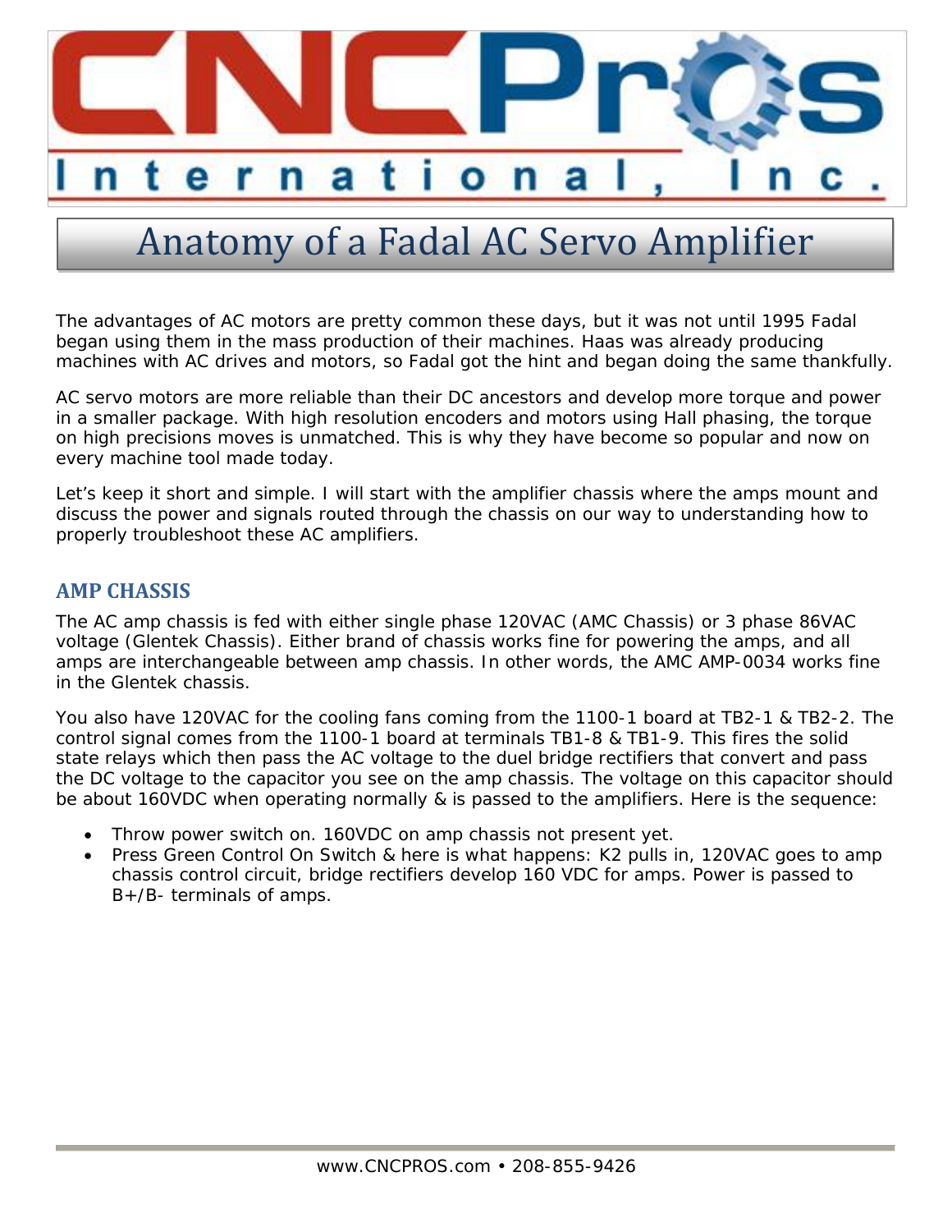# Anatomy of a Fadal AC Servo Amplifier

The advantages of AC motors are pretty common these days, but it was not until 1995 Fadal began using them in the mass production of their machines. Haas was already producing machines with AC drives and motors, so Fadal got the hint and began doing the same thankfully.

AC servo motors are more reliable than their DC ancestors and develop more torque and power in a smaller package. With high resolution encoders and motors using Hall phasing, the torque on high precisions moves is unmatched. This is why they have become so popular and now on every machine tool made today.

Let's keep it short and simple. I will start with the amplifier chassis where the amps mount and discuss the power and signals routed through the chassis on our way to understanding how to properly troubleshoot these AC amplifiers.

## AMP CHASSIS

The AC amp chassis is fed with either single phase 120VAC (AMC Chassis) or 3 phase 86VAC voltage (Glentek Chassis). Either brand of chassis works fine for powering the amps, and all amps are interchangeable between amp chassis. In other words, the AMC AMP-0034 works fine in the Glentek chassis.

You also have 120VAC for the cooling fans coming from the 1100-1 board at TB2-1 & TB2-2. The control signal comes from the 1100-1 board at terminals TB1-8 & TB1-9. This fires the solid state relays which then pass the AC voltage to the duel bridge rectifiers that convert and pass the DC voltage to the capacitor you see on the amp chassis. The voltage on this capacitor should be about 160VDC when operating normally & is passed to the amplifiers. Here is the sequence:

- Throw power switch on. 160VDC on amp chassis not present yet.
- Press Green Control On Switch & here is what happens: K2 pulls in, 120VAC goes to amp chassis control circuit, bridge rectifiers develop 160 VDC for amps. Power is passed to B+/B- terminals of amps.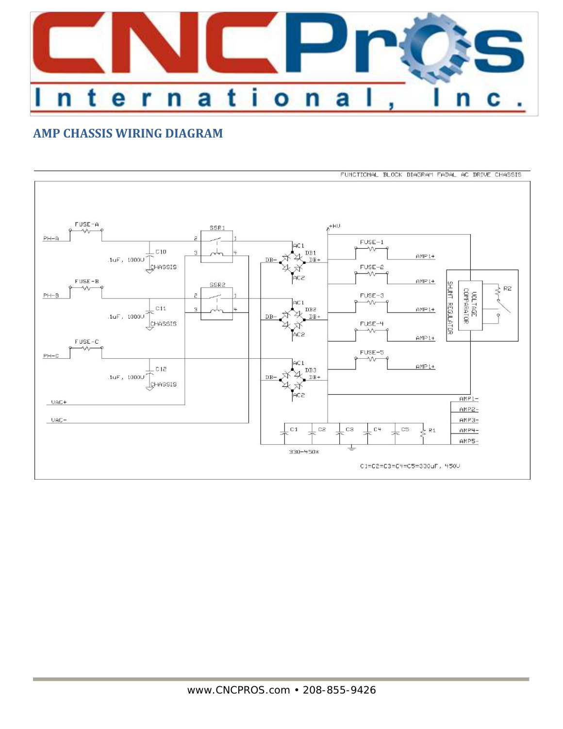## AMP CHASSIS WIRING DIAGRAM

FUNCTIONAL BLOCK DIAGRAM FADAL AC DRIVE CHASSIS

FUSE-A
PH-A
SSR1
2 1
3 4
C10
.1uF, 1000V
CHASSIS
+HV
AC1
DB1
DB-
DB+
AC2
FUSE-1
AMP1+
FUSE-2
AMP1+
FUSE-B
PH-B
SSR2
2 1
3 4
C11
.1uF, 1000V
CHASSIS
AC1
DB2
DB-
DB+
AC2
FUSE-3
AMP1+
FUSE-4
AMP1+
SHUNT REGULATOR
VOLTAGE COMPARATOR
R2
FUSE-C
PH-C
C12
.1uF, 1000V
CHASSIS
AC1
DB3
DB-
DB+
AC2
FUSE-5
AMP1+
VAC+
VAC-
AMP1-
AMP2-
AMP3-
AMP4-
AMP5-
C1 C2 C3 C4 C5 R1
330-450*
C1=C2=C3=C4=C5=330uF, 450V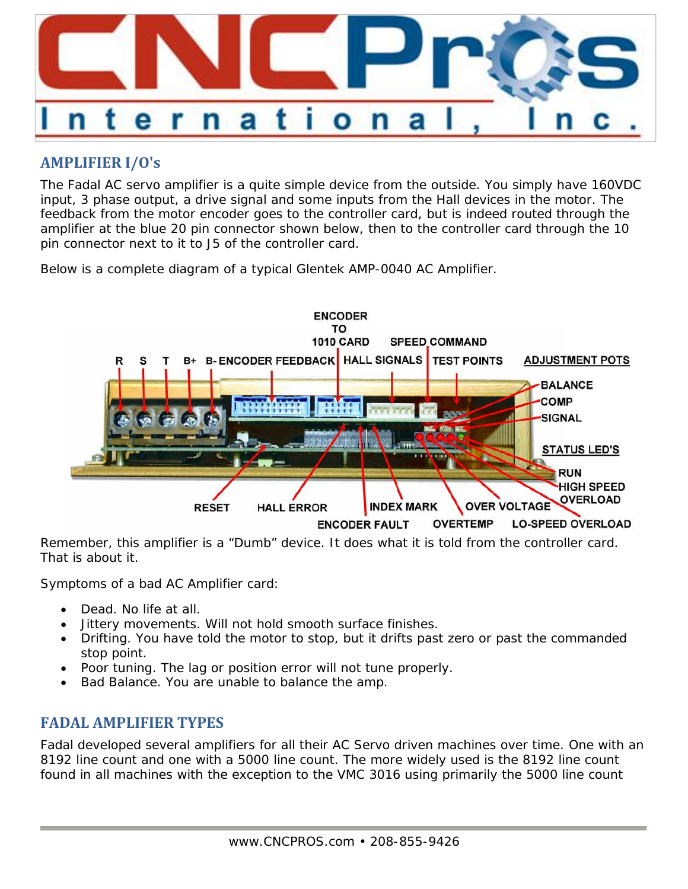## AMPLIFIER I/O's

The Fadal AC servo amplifier is a quite simple device from the outside. You simply have 160VDC input, 3 phase output, a drive signal and some inputs from the Hall devices in the motor. The feedback from the motor encoder goes to the controller card, but is indeed routed through the amplifier at the blue 20 pin connector shown below, then to the controller card through the 10 pin connector next to it to J5 of the controller card.

Below is a complete diagram of a typical Glentek AMP-0040 AC Amplifier.

Remember, this amplifier is a "Dumb" device. It does what it is told from the controller card. That is about it.

Symptoms of a bad AC Amplifier card:

- Dead. No life at all.
- Jittery movements. Will not hold smooth surface finishes.
- Drifting. You have told the motor to stop, but it drifts past zero or past the commanded stop point.
- Poor tuning. The lag or position error will not tune properly.
- Bad Balance. You are unable to balance the amp.

## FADAL AMPLIFIER TYPES

Fadal developed several amplifiers for all their AC Servo driven machines over time. One with an 8192 line count and one with a 5000 line count. The more widely used is the 8192 line count found in all machines with the exception to the VMC 3016 using primarily the 5000 line count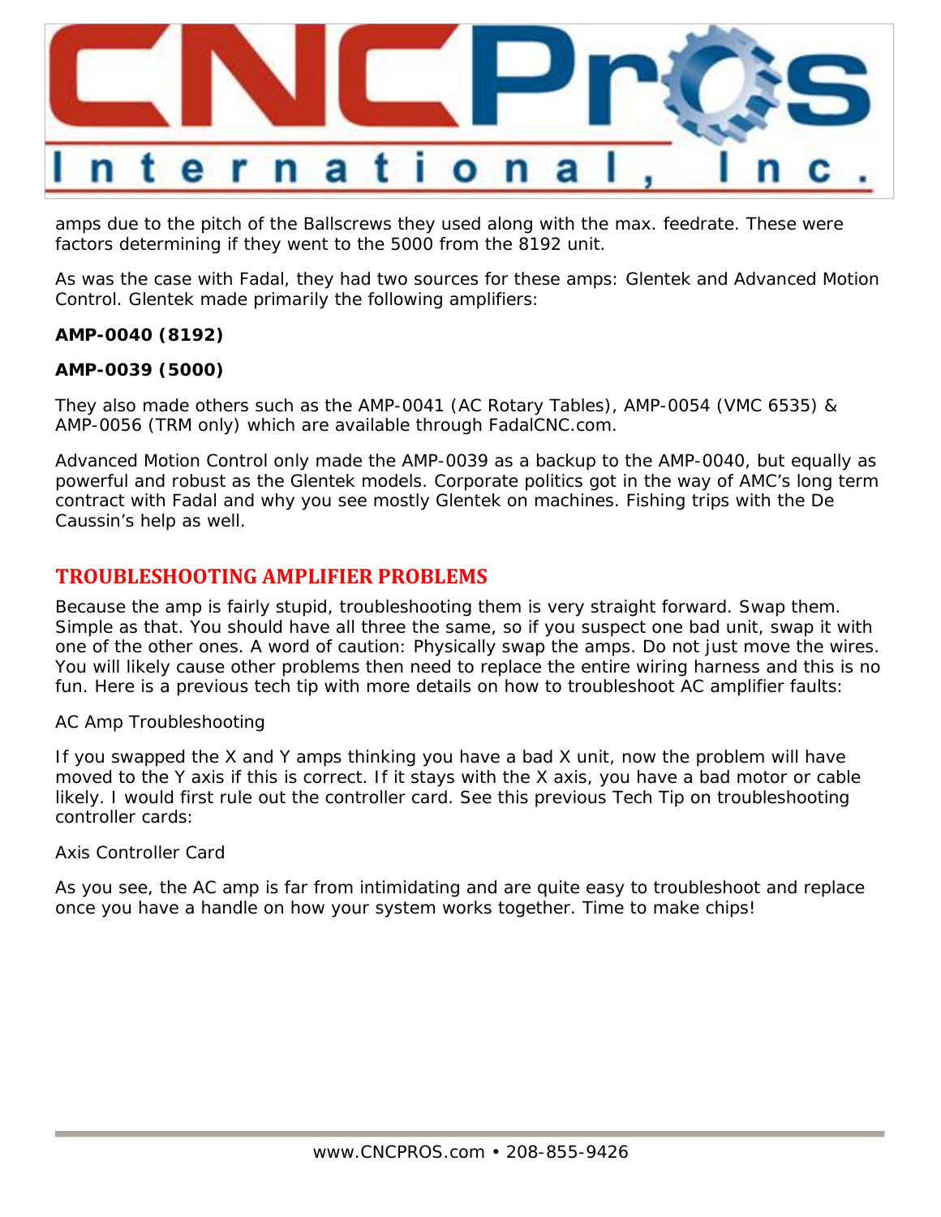amps due to the pitch of the Ballscrews they used along with the max. feedrate. These were factors determining if they went to the 5000 from the 8192 unit.

As was the case with Fadal, they had two sources for these amps: Glentek and Advanced Motion Control. Glentek made primarily the following amplifiers:

**AMP-0040 (8192)**

**AMP-0039 (5000)**

They also made others such as the AMP-0041 (AC Rotary Tables), AMP-0054 (VMC 6535) & AMP-0056 (TRM only) which are available through FadalCNC.com.

Advanced Motion Control only made the AMP-0039 as a backup to the AMP-0040, but equally as powerful and robust as the Glentek models. Corporate politics got in the way of AMC's long term contract with Fadal and why you see mostly Glentek on machines. Fishing trips with the De Caussin's help as well.

## TROUBLESHOOTING AMPLIFIER PROBLEMS

Because the amp is fairly stupid, troubleshooting them is very straight forward. Swap them. Simple as that. You should have all three the same, so if you suspect one bad unit, swap it with one of the other ones. A word of caution: Physically swap the amps. Do not just move the wires. You will likely cause other problems then need to replace the entire wiring harness and this is no fun. Here is a previous tech tip with more details on how to troubleshoot AC amplifier faults:

AC Amp Troubleshooting

If you swapped the X and Y amps thinking you have a bad X unit, now the problem will have moved to the Y axis if this is correct. If it stays with the X axis, you have a bad motor or cable likely. I would first rule out the controller card. See this previous Tech Tip on troubleshooting controller cards:

Axis Controller Card

As you see, the AC amp is far from intimidating and are quite easy to troubleshoot and replace once you have a handle on how your system works together. Time to make chips!